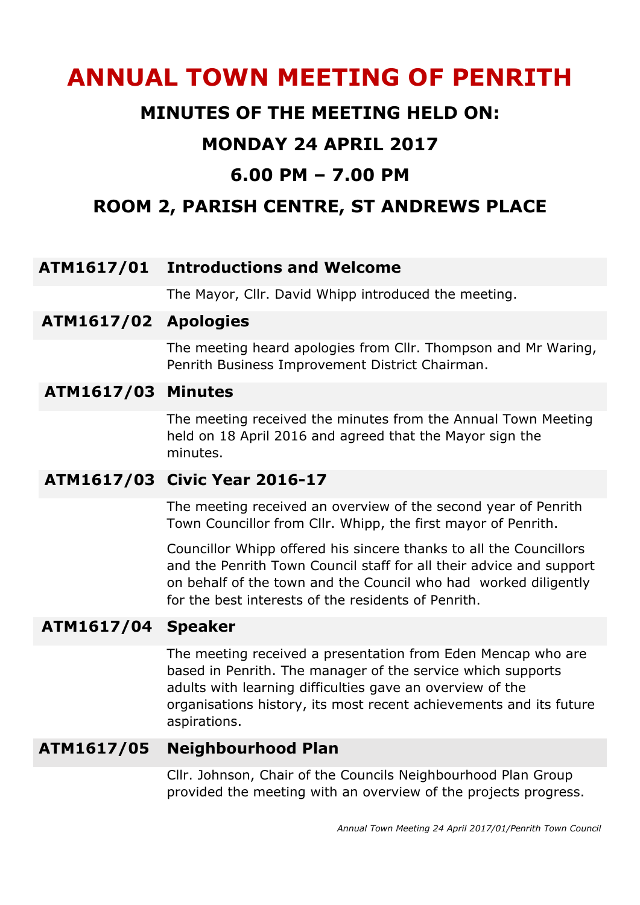# ANNUAL TOWN MEETING OF PENRITH

## MINUTES OF THE MEETING HELD ON:

## MONDAY 24 APRIL 2017

## 6.00 PM – 7.00 PM

## ROOM 2, PARISH CENTRE, ST ANDREWS PLACE

### ATM1617/01 Introductions and Welcome

The Mayor, Cllr. David Whipp introduced the meeting.

### ATM1617/02 Apologies

The meeting heard apologies from Cllr. Thompson and Mr Waring, Penrith Business Improvement District Chairman.

### ATM1617/03 Minutes

The meeting received the minutes from the Annual Town Meeting held on 18 April 2016 and agreed that the Mayor sign the minutes.

### ATM1617/03 Civic Year 2016-17

The meeting received an overview of the second year of Penrith Town Councillor from Cllr. Whipp, the first mayor of Penrith.

Councillor Whipp offered his sincere thanks to all the Councillors and the Penrith Town Council staff for all their advice and support on behalf of the town and the Council who had worked diligently for the best interests of the residents of Penrith.

### ATM1617/04 Speaker

The meeting received a presentation from Eden Mencap who are based in Penrith. The manager of the service which supports adults with learning difficulties gave an overview of the organisations history, its most recent achievements and its future aspirations.

### ATM1617/05 Neighbourhood Plan

Cllr. Johnson, Chair of the Councils Neighbourhood Plan Group provided the meeting with an overview of the projects progress.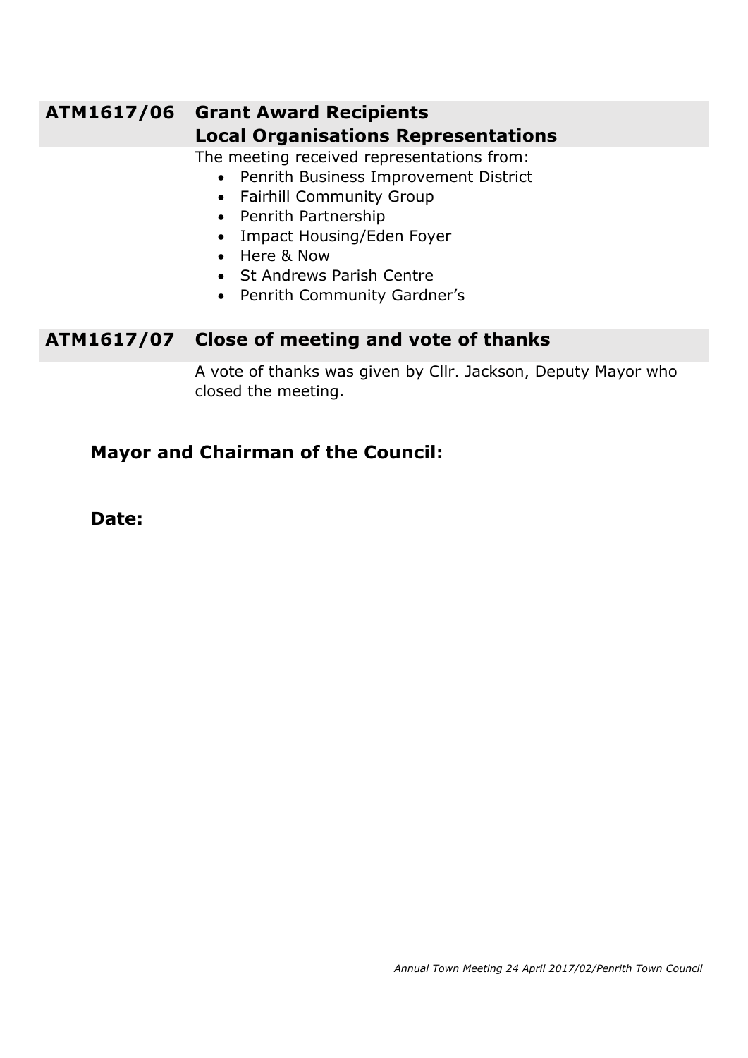## ATM1617/06 Grant Award Recipients Local Organisations Representations

The meeting received representations from:

- Penrith Business Improvement District
- Fairhill Community Group
- Penrith Partnership
- Impact Housing/Eden Foyer
- Here & Now
- St Andrews Parish Centre
- Penrith Community Gardner's

## ATM1617/07 Close of meeting and vote of thanks

A vote of thanks was given by Cllr. Jackson, Deputy Mayor who closed the meeting.

**Mayor and Chairman of the Council:**

**Date:**